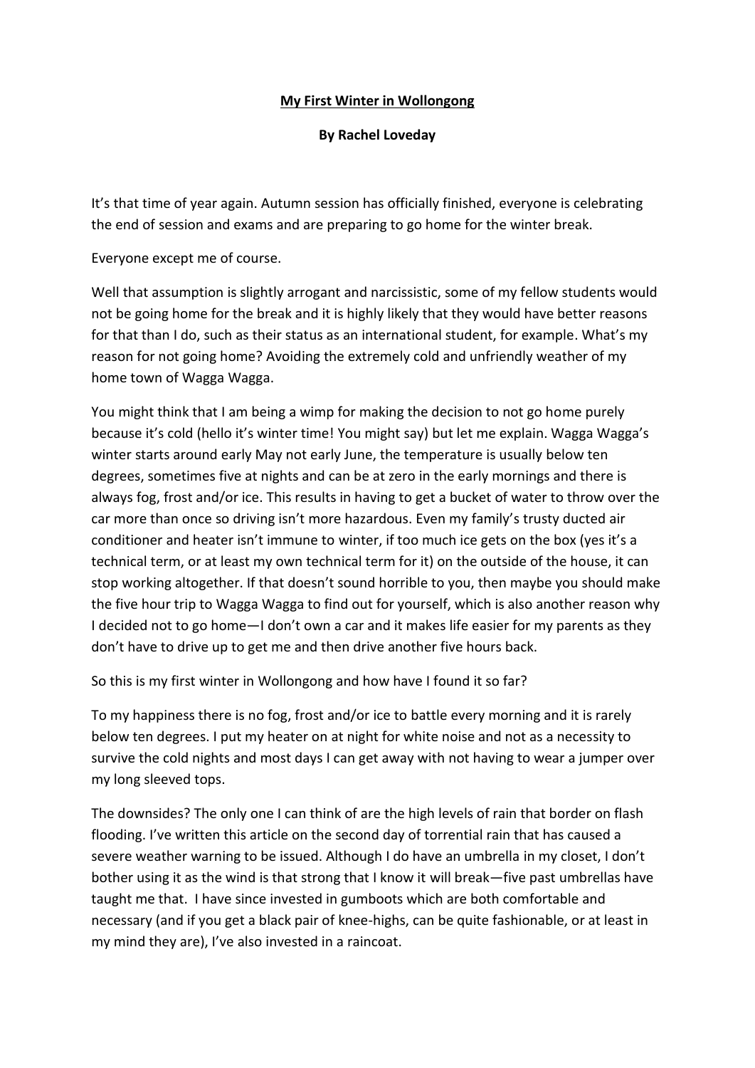**<u>My First Winter in Wollongong</u>**

**By Rachel Loveday**

It's that time of year again. Autumn session has officially finished, everyone is celebrating the end of session and exams and are preparing to go home for the winter break.

Everyone except me of course.

Well that assumption is slightly arrogant and narcissistic, some of my fellow students would not be going home for the break and it is highly likely that they would have better reasons for that than I do, such as their status as an international student, for example. What's my reason for not going home? Avoiding the extremely cold and unfriendly weather of my home town of Wagga Wagga.

You might think that I am being a wimp for making the decision to not go home purely because it's cold (hello it's winter time! You might say) but let me explain. Wagga Wagga's winter starts around early May not early June, the temperature is usually below ten degrees, sometimes five at nights and can be at zero in the early mornings and there is always fog, frost and/or ice. This results in having to get a bucket of water to throw over the car more than once so driving isn't more hazardous. Even my family's trusty ducted air conditioner and heater isn't immune to winter, if too much ice gets on the box (yes it's a technical term, or at least my own technical term for it) on the outside of the house, it can stop working altogether. If that doesn't sound horrible to you, then maybe you should make the five hour trip to Wagga Wagga to find out for yourself, which is also another reason why I decided not to go home—I don't own a car and it makes life easier for my parents as they don't have to drive up to get me and then drive another five hours back.

So this is my first winter in Wollongong and how have I found it so far?

To my happiness there is no fog, frost and/or ice to battle every morning and it is rarely below ten degrees. I put my heater on at night for white noise and not as a necessity to survive the cold nights and most days I can get away with not having to wear a jumper over my long sleeved tops.

The downsides? The only one I can think of are the high levels of rain that border on flash flooding. I've written this article on the second day of torrential rain that has caused a severe weather warning to be issued. Although I do have an umbrella in my closet, I don't bother using it as the wind is that strong that I know it will break—five past umbrellas have taught me that. I have since invested in gumboots which are both comfortable and necessary (and if you get a black pair of knee-highs, can be quite fashionable, or at least in my mind they are), I've also invested in a raincoat.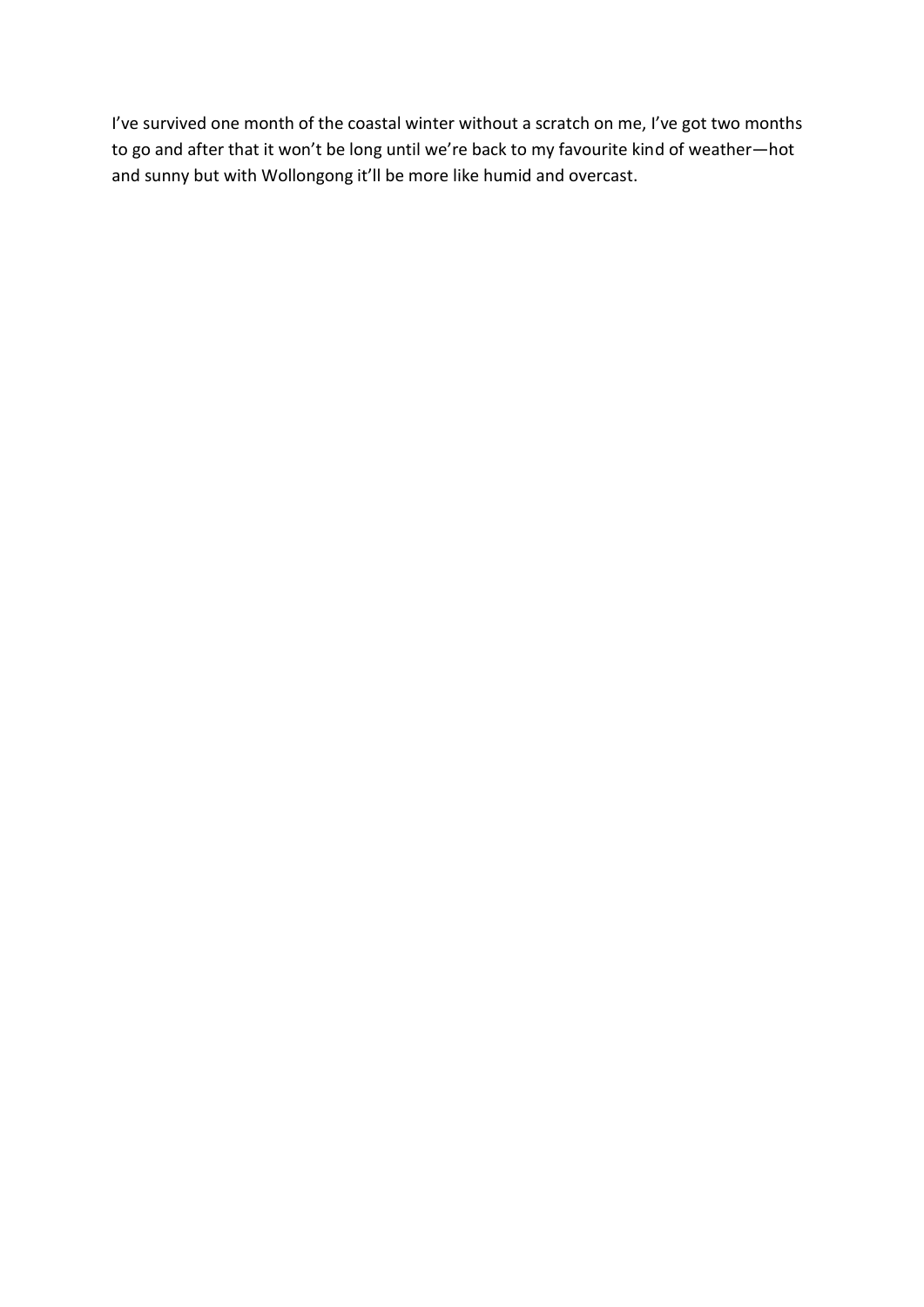I've survived one month of the coastal winter without a scratch on me, I've got two months to go and after that it won't be long until we're back to my favourite kind of weather—hot and sunny but with Wollongong it'll be more like humid and overcast.